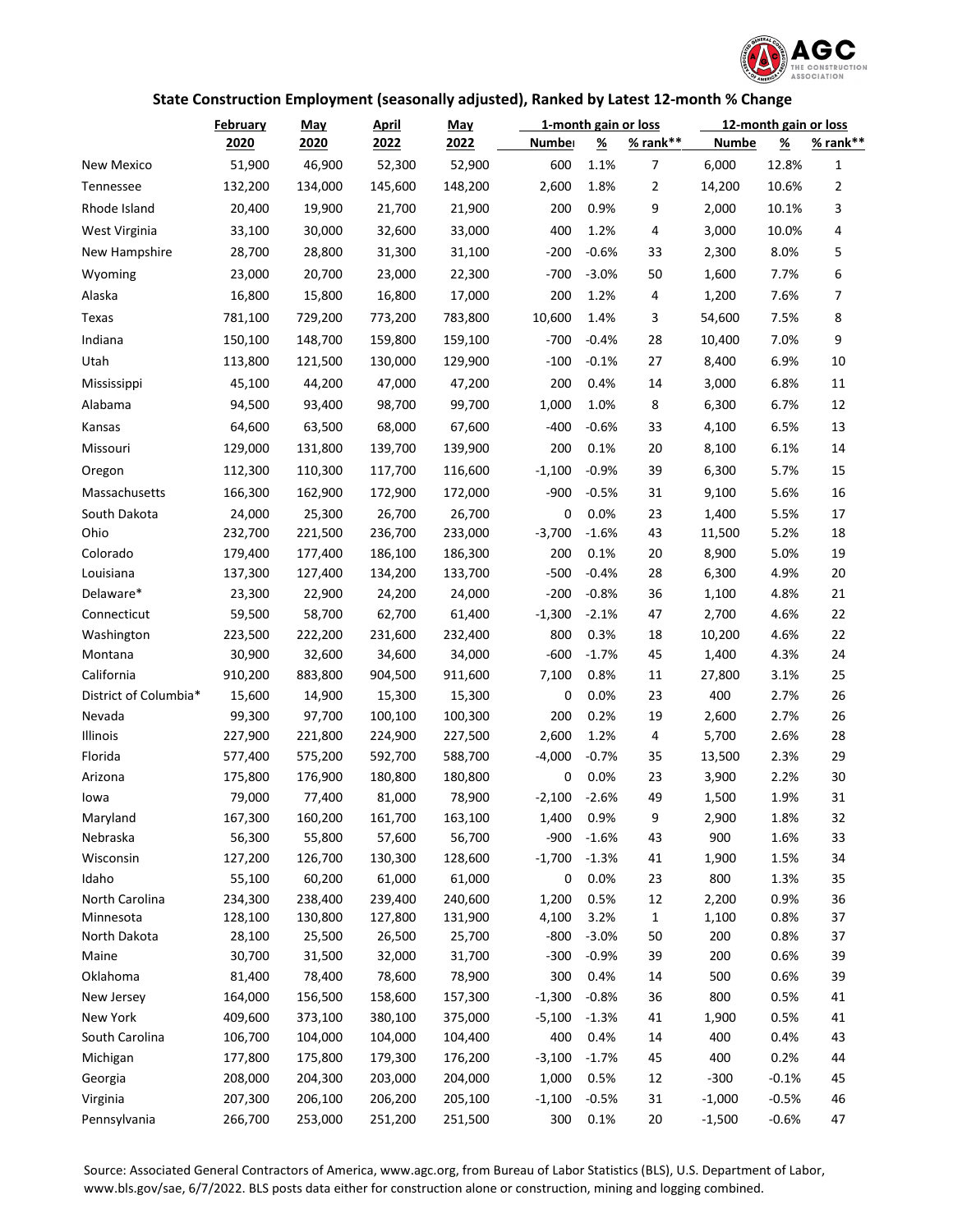## State Construction Employment (seasonally adjusted), Ranked by Latest 12-month % Change

| | February 2020 | May 2020 | April 2022 | May 2022 | 1-month gain or loss | | | 12-month gain or loss | | |
|---|---|---|---|---|---|---|---|---|---|---|
| | | | | | Number | % | % rank** | Number | % | % rank** |
| New Mexico | 51,900 | 46,900 | 52,300 | 52,900 | 600 | 1.1% | 7 | 6,000 | 12.8% | 1 |
| Tennessee | 132,200 | 134,000 | 145,600 | 148,200 | 2,600 | 1.8% | 2 | 14,200 | 10.6% | 2 |
| Rhode Island | 20,400 | 19,900 | 21,700 | 21,900 | 200 | 0.9% | 9 | 2,000 | 10.1% | 3 |
| West Virginia | 33,100 | 30,000 | 32,600 | 33,000 | 400 | 1.2% | 4 | 3,000 | 10.0% | 4 |
| New Hampshire | 28,700 | 28,800 | 31,300 | 31,100 | -200 | -0.6% | 33 | 2,300 | 8.0% | 5 |
| Wyoming | 23,000 | 20,700 | 23,000 | 22,300 | -700 | -3.0% | 50 | 1,600 | 7.7% | 6 |
| Alaska | 16,800 | 15,800 | 16,800 | 17,000 | 200 | 1.2% | 4 | 1,200 | 7.6% | 7 |
| Texas | 781,100 | 729,200 | 773,200 | 783,800 | 10,600 | 1.4% | 3 | 54,600 | 7.5% | 8 |
| Indiana | 150,100 | 148,700 | 159,800 | 159,100 | -700 | -0.4% | 28 | 10,400 | 7.0% | 9 |
| Utah | 113,800 | 121,500 | 130,000 | 129,900 | -100 | -0.1% | 27 | 8,400 | 6.9% | 10 |
| Mississippi | 45,100 | 44,200 | 47,000 | 47,200 | 200 | 0.4% | 14 | 3,000 | 6.8% | 11 |
| Alabama | 94,500 | 93,400 | 98,700 | 99,700 | 1,000 | 1.0% | 8 | 6,300 | 6.7% | 12 |
| Kansas | 64,600 | 63,500 | 68,000 | 67,600 | -400 | -0.6% | 33 | 4,100 | 6.5% | 13 |
| Missouri | 129,000 | 131,800 | 139,700 | 139,900 | 200 | 0.1% | 20 | 8,100 | 6.1% | 14 |
| Oregon | 112,300 | 110,300 | 117,700 | 116,600 | -1,100 | -0.9% | 39 | 6,300 | 5.7% | 15 |
| Massachusetts | 166,300 | 162,900 | 172,900 | 172,000 | -900 | -0.5% | 31 | 9,100 | 5.6% | 16 |
| South Dakota | 24,000 | 25,300 | 26,700 | 26,700 | 0 | 0.0% | 23 | 1,400 | 5.5% | 17 |
| Ohio | 232,700 | 221,500 | 236,700 | 233,000 | -3,700 | -1.6% | 43 | 11,500 | 5.2% | 18 |
| Colorado | 179,400 | 177,400 | 186,100 | 186,300 | 200 | 0.1% | 20 | 8,900 | 5.0% | 19 |
| Louisiana | 137,300 | 127,400 | 134,200 | 133,700 | -500 | -0.4% | 28 | 6,300 | 4.9% | 20 |
| Delaware* | 23,300 | 22,900 | 24,200 | 24,000 | -200 | -0.8% | 36 | 1,100 | 4.8% | 21 |
| Connecticut | 59,500 | 58,700 | 62,700 | 61,400 | -1,300 | -2.1% | 47 | 2,700 | 4.6% | 22 |
| Washington | 223,500 | 222,200 | 231,600 | 232,400 | 800 | 0.3% | 18 | 10,200 | 4.6% | 22 |
| Montana | 30,900 | 32,600 | 34,600 | 34,000 | -600 | -1.7% | 45 | 1,400 | 4.3% | 24 |
| California | 910,200 | 883,800 | 904,500 | 911,600 | 7,100 | 0.8% | 11 | 27,800 | 3.1% | 25 |
| District of Columbia* | 15,600 | 14,900 | 15,300 | 15,300 | 0 | 0.0% | 23 | 400 | 2.7% | 26 |
| Nevada | 99,300 | 97,700 | 100,100 | 100,300 | 200 | 0.2% | 19 | 2,600 | 2.7% | 26 |
| Illinois | 227,900 | 221,800 | 224,900 | 227,500 | 2,600 | 1.2% | 4 | 5,700 | 2.6% | 28 |
| Florida | 577,400 | 575,200 | 592,700 | 588,700 | -4,000 | -0.7% | 35 | 13,500 | 2.3% | 29 |
| Arizona | 175,800 | 176,900 | 180,800 | 180,800 | 0 | 0.0% | 23 | 3,900 | 2.2% | 30 |
| Iowa | 79,000 | 77,400 | 81,000 | 78,900 | -2,100 | -2.6% | 49 | 1,500 | 1.9% | 31 |
| Maryland | 167,300 | 160,200 | 161,700 | 163,100 | 1,400 | 0.9% | 9 | 2,900 | 1.8% | 32 |
| Nebraska | 56,300 | 55,800 | 57,600 | 56,700 | -900 | -1.6% | 43 | 900 | 1.6% | 33 |
| Wisconsin | 127,200 | 126,700 | 130,300 | 128,600 | -1,700 | -1.3% | 41 | 1,900 | 1.5% | 34 |
| Idaho | 55,100 | 60,200 | 61,000 | 61,000 | 0 | 0.0% | 23 | 800 | 1.3% | 35 |
| North Carolina | 234,300 | 238,400 | 239,400 | 240,600 | 1,200 | 0.5% | 12 | 2,200 | 0.9% | 36 |
| Minnesota | 128,100 | 130,800 | 127,800 | 131,900 | 4,100 | 3.2% | 1 | 1,100 | 0.8% | 37 |
| North Dakota | 28,100 | 25,500 | 26,500 | 25,700 | -800 | -3.0% | 50 | 200 | 0.8% | 37 |
| Maine | 30,700 | 31,500 | 32,000 | 31,700 | -300 | -0.9% | 39 | 200 | 0.6% | 39 |
| Oklahoma | 81,400 | 78,400 | 78,600 | 78,900 | 300 | 0.4% | 14 | 500 | 0.6% | 39 |
| New Jersey | 164,000 | 156,500 | 158,600 | 157,300 | -1,300 | -0.8% | 36 | 800 | 0.5% | 41 |
| New York | 409,600 | 373,100 | 380,100 | 375,000 | -5,100 | -1.3% | 41 | 1,900 | 0.5% | 41 |
| South Carolina | 106,700 | 104,000 | 104,000 | 104,400 | 400 | 0.4% | 14 | 400 | 0.4% | 43 |
| Michigan | 177,800 | 175,800 | 179,300 | 176,200 | -3,100 | -1.7% | 45 | 400 | 0.2% | 44 |
| Georgia | 208,000 | 204,300 | 203,000 | 204,000 | 1,000 | 0.5% | 12 | -300 | -0.1% | 45 |
| Virginia | 207,300 | 206,100 | 206,200 | 205,100 | -1,100 | -0.5% | 31 | -1,000 | -0.5% | 46 |
| Pennsylvania | 266,700 | 253,000 | 251,200 | 251,500 | 300 | 0.1% | 20 | -1,500 | -0.6% | 47 |

Source: Associated General Contractors of America, www.agc.org, from Bureau of Labor Statistics (BLS), U.S. Department of Labor, www.bls.gov/sae, 6/7/2022. BLS posts data either for construction alone or construction, mining and logging combined.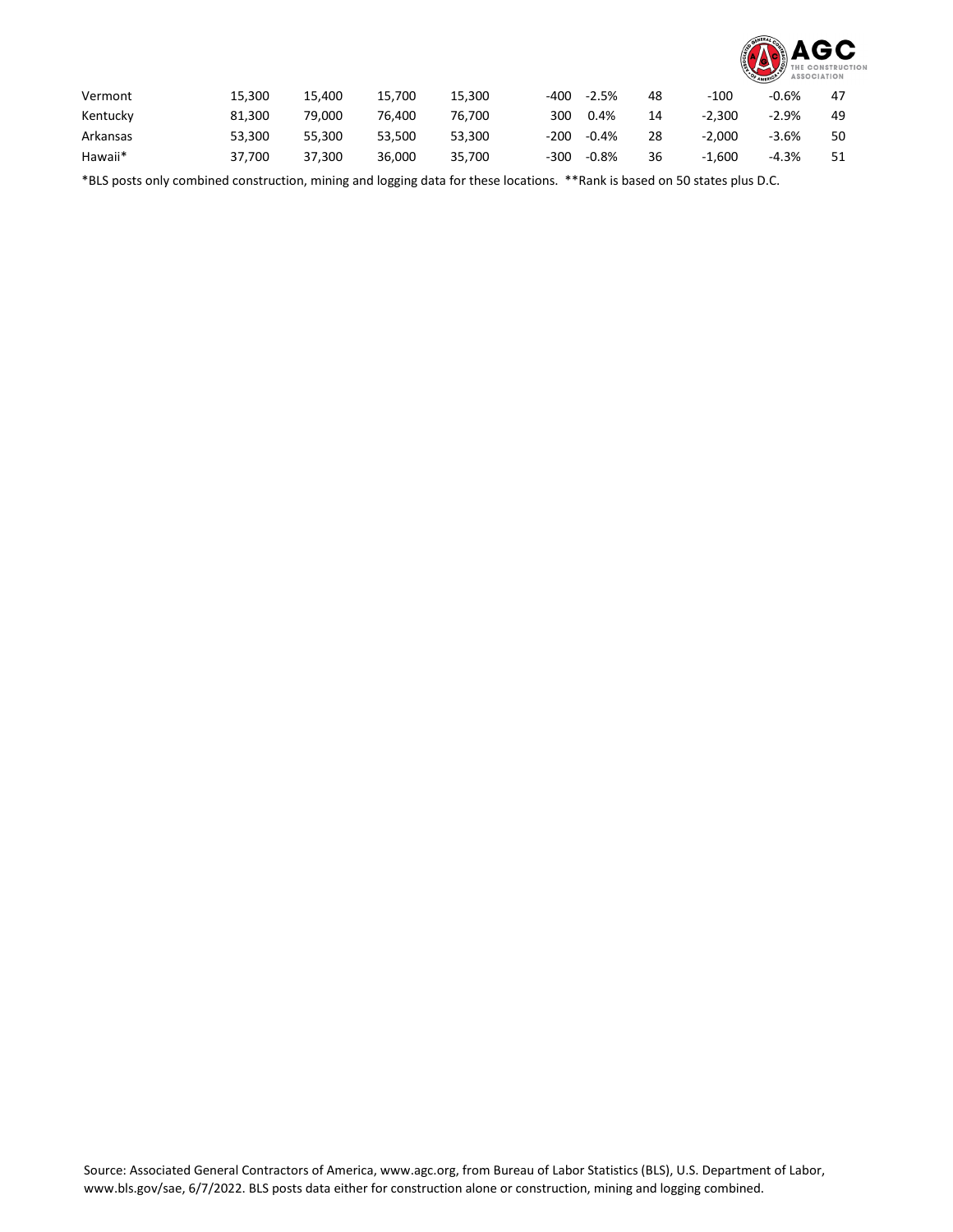| | | | | | | | | | | |
|---|---|---|---|---|---|---|---|---|---|---|
| Vermont | 15,300 | 15,400 | 15,700 | 15,300 | -400 | -2.5% | 48 | -100 | -0.6% | 47 |
| Kentucky | 81,300 | 79,000 | 76,400 | 76,700 | 300 | 0.4% | 14 | -2,300 | -2.9% | 49 |
| Arkansas | 53,300 | 55,300 | 53,500 | 53,300 | -200 | -0.4% | 28 | -2,000 | -3.6% | 50 |
| Hawaii* | 37,700 | 37,300 | 36,000 | 35,700 | -300 | -0.8% | 36 | -1,600 | -4.3% | 51 |

*BLS posts only combined construction, mining and logging data for these locations. **Rank is based on 50 states plus D.C.

Source: Associated General Contractors of America, www.agc.org, from Bureau of Labor Statistics (BLS), U.S. Department of Labor, www.bls.gov/sae, 6/7/2022. BLS posts data either for construction alone or construction, mining and logging combined.